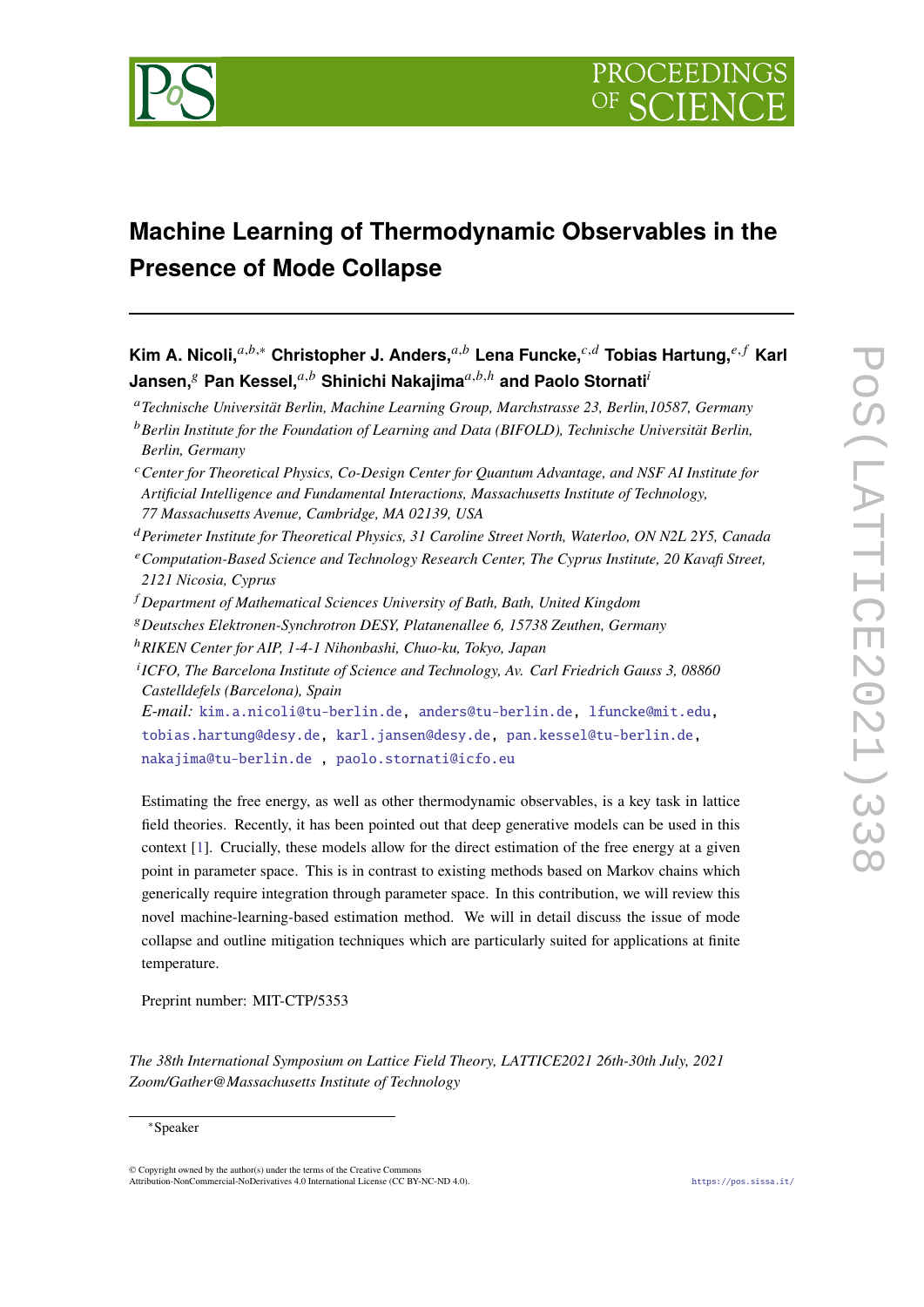# Machine Learning of Thermodynamic Observables in the Presence of Mode Collapse

**Kim A. Nicoli,**[a,b,*] **Christopher J. Anders,**[a,b] **Lena Funcke,**[c,d] **Tobias Hartung,**[e,f] **Karl Jansen,**[g] **Pan Kessel,**[a,b] **Shinichi Nakajima**[a,b,h] **and Paolo Stornati**[i]

[a] *Technische Universität Berlin, Machine Learning Group, Marchstrasse 23, Berlin,10587, Germany*

[b] *Berlin Institute for the Foundation of Learning and Data (BIFOLD), Technische Universität Berlin, Berlin, Germany*

[c] *Center for Theoretical Physics, Co-Design Center for Quantum Advantage, and NSF AI Institute for Artificial Intelligence and Fundamental Interactions, Massachusetts Institute of Technology, 77 Massachusetts Avenue, Cambridge, MA 02139, USA*

[d] *Perimeter Institute for Theoretical Physics, 31 Caroline Street North, Waterloo, ON N2L 2Y5, Canada*

[e] *Computation-Based Science and Technology Research Center, The Cyprus Institute, 20 Kavafi Street, 2121 Nicosia, Cyprus*

[f] *Department of Mathematical Sciences University of Bath, Bath, United Kingdom*

[g] *Deutsches Elektronen-Synchrotron DESY, Platanenallee 6, 15738 Zeuthen, Germany*

[h] *RIKEN Center for AIP, 1-4-1 Nihonbashi, Chuo-ku, Tokyo, Japan*

[i] *ICFO, The Barcelona Institute of Science and Technology, Av. Carl Friedrich Gauss 3, 08860 Castelldefels (Barcelona), Spain*

*E-mail:* kim.a.nicoli@tu-berlin.de, anders@tu-berlin.de, lfuncke@mit.edu, tobias.hartung@desy.de, karl.jansen@desy.de, pan.kessel@tu-berlin.de, nakajima@tu-berlin.de , paolo.stornati@icfo.eu

Estimating the free energy, as well as other thermodynamic observables, is a key task in lattice field theories. Recently, it has been pointed out that deep generative models can be used in this context [1]. Crucially, these models allow for the direct estimation of the free energy at a given point in parameter space. This is in contrast to existing methods based on Markov chains which generically require integration through parameter space. In this contribution, we will review this novel machine-learning-based estimation method. We will in detail discuss the issue of mode collapse and outline mitigation techniques which are particularly suited for applications at finite temperature.

Preprint number: MIT-CTP/5353

*The 38th International Symposium on Lattice Field Theory, LATTICE2021 26th-30th July, 2021 Zoom/Gather@Massachusetts Institute of Technology*

*Speaker

© Copyright owned by the author(s) under the terms of the Creative Commons Attribution-NonCommercial-NoDerivatives 4.0 International License (CC BY-NC-ND 4.0).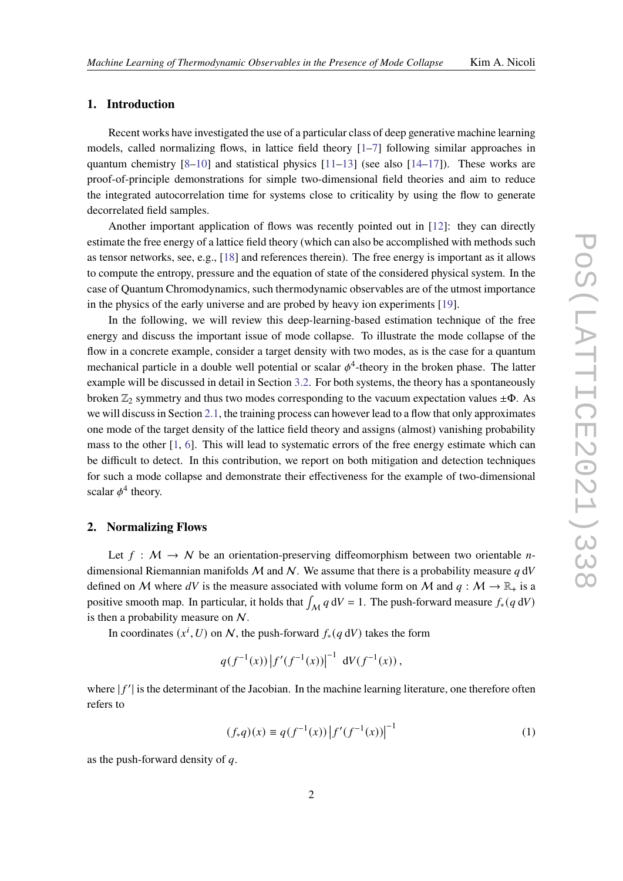## 1. Introduction

Recent works have investigated the use of a particular class of deep generative machine learning models, called normalizing flows, in lattice field theory [1–7] following similar approaches in quantum chemistry [8–10] and statistical physics [11–13] (see also [14–17]). These works are proof-of-principle demonstrations for simple two-dimensional field theories and aim to reduce the integrated autocorrelation time for systems close to criticality by using the flow to generate decorrelated field samples.

Another important application of flows was recently pointed out in [12]: they can directly estimate the free energy of a lattice field theory (which can also be accomplished with methods such as tensor networks, see, e.g., [18] and references therein). The free energy is important as it allows to compute the entropy, pressure and the equation of state of the considered physical system. In the case of Quantum Chromodynamics, such thermodynamic observables are of the utmost importance in the physics of the early universe and are probed by heavy ion experiments [19].

In the following, we will review this deep-learning-based estimation technique of the free energy and discuss the important issue of mode collapse. To illustrate the mode collapse of the flow in a concrete example, consider a target density with two modes, as is the case for a quantum mechanical particle in a double well potential or scalar $\phi^4$-theory in the broken phase. The latter example will be discussed in detail in Section 3.2. For both systems, the theory has a spontaneously broken $\mathbb{Z}_2$ symmetry and thus two modes corresponding to the vacuum expectation values $\pm\Phi$. As we will discuss in Section 2.1, the training process can however lead to a flow that only approximates one mode of the target density of the lattice field theory and assigns (almost) vanishing probability mass to the other [1, 6]. This will lead to systematic errors of the free energy estimate which can be difficult to detect. In this contribution, we report on both mitigation and detection techniques for such a mode collapse and demonstrate their effectiveness for the example of two-dimensional scalar $\phi^4$ theory.

## 2. Normalizing Flows

Let $f : \mathcal{M} \to \mathcal{N}$ be an orientation-preserving diffeomorphism between two orientable $n$-dimensional Riemannian manifolds $\mathcal{M}$ and $\mathcal{N}$. We assume that there is a probability measure $q\,\mathrm{d}V$ defined on $\mathcal{M}$ where $dV$ is the measure associated with volume form on $\mathcal{M}$ and $q : \mathcal{M} \to \mathbb{R}_{+}$ is a positive smooth map. In particular, it holds that $\int_{\mathcal{M}} q\,\mathrm{d}V = 1$. The push-forward measure $f_{*}(q\,\mathrm{d}V)$ is then a probability measure on $\mathcal{N}$.

In coordinates $(x^i, U)$ on $\mathcal{N}$, the push-forward $f_{*}(q\,\mathrm{d}V)$ takes the form

$$q(f^{-1}(x))\left|f'(f^{-1}(x))\right|^{-1}\ \mathrm{d}V(f^{-1}(x))\,,$$

where $|f'|$ is the determinant of the Jacobian. In the machine learning literature, one therefore often refers to

$$(f_{*}q)(x) \equiv q(f^{-1}(x))\left|f'(f^{-1}(x))\right|^{-1} \tag{1}$$

as the push-forward density of $q$.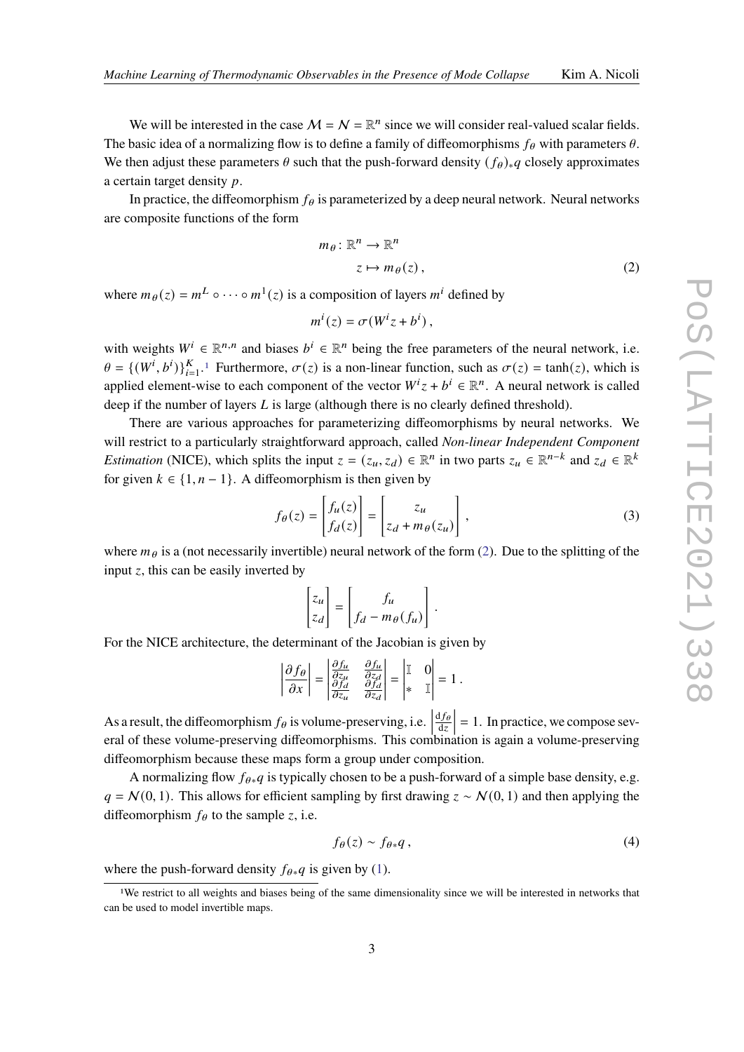We will be interested in the case $\mathcal{M} = \mathcal{N} = \mathbb{R}^n$ since we will consider real-valued scalar fields. The basic idea of a normalizing flow is to define a family of diffeomorphisms $f_\theta$ with parameters $\theta$. We then adjust these parameters $\theta$ such that the push-forward density $(f_\theta)_* q$ closely approximates a certain target density $p$.

In practice, the diffeomorphism $f_\theta$ is parameterized by a deep neural network. Neural networks are composite functions of the form

$$
\begin{aligned}
m_\theta \colon \mathbb{R}^n &\to \mathbb{R}^n \\
z &\mapsto m_\theta(z)\,,
\end{aligned}
\tag{2}
$$

where $m_\theta(z) = m^L \circ \cdots \circ m^1(z)$ is a composition of layers $m^i$ defined by

$$
m^i(z) = \sigma(W^i z + b^i)\,,
$$

with weights $W^i \in \mathbb{R}^{n,n}$ and biases $b^i \in \mathbb{R}^n$ being the free parameters of the neural network, i.e. $\theta = \{(W^i, b^i)\}_{i=1}^K$.[1] Furthermore, $\sigma(z)$ is a non-linear function, such as $\sigma(z) = \tanh(z)$, which is applied element-wise to each component of the vector $W^i z + b^i \in \mathbb{R}^n$. A neural network is called deep if the number of layers $L$ is large (although there is no clearly defined threshold).

There are various approaches for parameterizing diffeomorphisms by neural networks. We will restrict to a particularly straightforward approach, called *Non-linear Independent Component Estimation* (NICE), which splits the input $z = (z_u, z_d) \in \mathbb{R}^n$ in two parts $z_u \in \mathbb{R}^{n-k}$ and $z_d \in \mathbb{R}^k$ for given $k \in \{1, n-1\}$. A diffeomorphism is then given by

$$
f_\theta(z) = \begin{bmatrix} f_u(z) \\ f_d(z) \end{bmatrix} = \begin{bmatrix} z_u \\ z_d + m_\theta(z_u) \end{bmatrix}\,,
\tag{3}
$$

where $m_\theta$ is a (not necessarily invertible) neural network of the form (2). Due to the splitting of the input $z$, this can be easily inverted by

$$
\begin{bmatrix} z_u \\ z_d \end{bmatrix} = \begin{bmatrix} f_u \\ f_d - m_\theta(f_u) \end{bmatrix}\,.
$$

For the NICE architecture, the determinant of the Jacobian is given by

$$
\left| \frac{\partial f_\theta}{\partial x} \right| = \begin{vmatrix} \frac{\partial f_u}{\partial z_u} & \frac{\partial f_u}{\partial z_d} \\ \frac{\partial f_d}{\partial z_u} & \frac{\partial f_d}{\partial z_d} \end{vmatrix} = \begin{vmatrix} \mathbb{I} & 0 \\ * & \mathbb{I} \end{vmatrix} = 1\,.
$$

As a result, the diffeomorphism $f_\theta$ is volume-preserving, i.e. $\left| \frac{\mathrm{d} f_\theta}{\mathrm{d} z} \right| = 1$. In practice, we compose several of these volume-preserving diffeomorphisms. This combination is again a volume-preserving diffeomorphism because these maps form a group under composition.

A normalizing flow $f_{\theta *} q$ is typically chosen to be a push-forward of a simple base density, e.g. $q = \mathcal{N}(0,1)$. This allows for efficient sampling by first drawing $z \sim \mathcal{N}(0,1)$ and then applying the diffeomorphism $f_\theta$ to the sample $z$, i.e.

$$
f_\theta(z) \sim f_{\theta *} q\,,
\tag{4}
$$

where the push-forward density $f_{\theta *} q$ is given by (1).

[1] We restrict to all weights and biases being of the same dimensionality since we will be interested in networks that can be used to model invertible maps.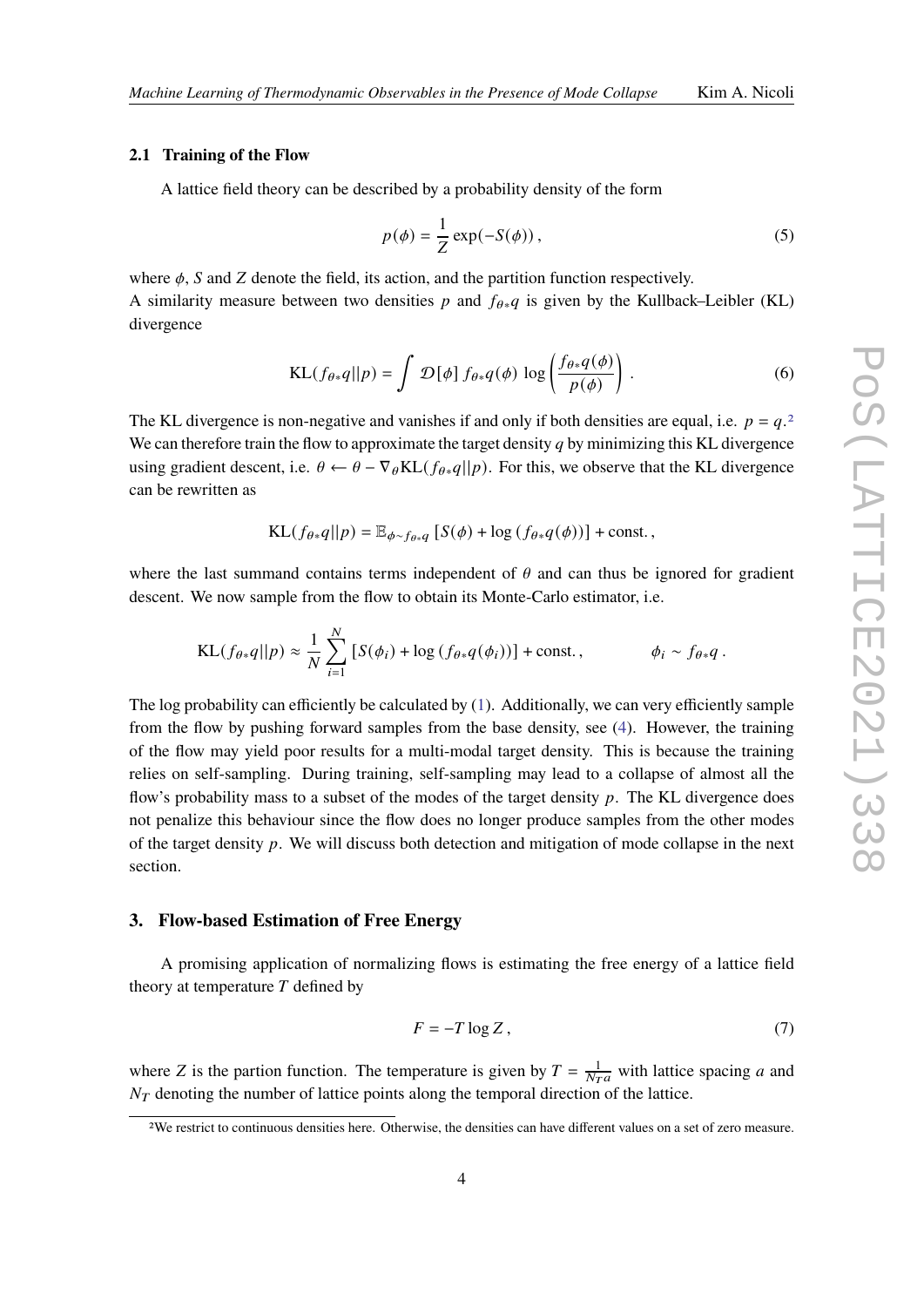### 2.1 Training of the Flow

A lattice field theory can be described by a probability density of the form

$$p(\phi) = \frac{1}{Z} \exp(-S(\phi)), \tag{5}$$

where $\phi$, $S$ and $Z$ denote the field, its action, and the partition function respectively.
A similarity measure between two densities $p$ and $f_{\theta*}q$ is given by the Kullback–Leibler (KL) divergence

$$\mathrm{KL}(f_{\theta*}q||p) = \int \mathcal{D}[\phi]\, f_{\theta*}q(\phi)\, \log\left(\frac{f_{\theta*}q(\phi)}{p(\phi)}\right). \tag{6}$$

The KL divergence is non-negative and vanishes if and only if both densities are equal, i.e. $p = q$.[2] We can therefore train the flow to approximate the target density $q$ by minimizing this KL divergence using gradient descent, i.e. $\theta \leftarrow \theta - \nabla_\theta \mathrm{KL}(f_{\theta*}q||p)$. For this, we observe that the KL divergence can be rewritten as

$$\mathrm{KL}(f_{\theta*}q||p) = \mathbb{E}_{\phi\sim f_{\theta*}q}\left[S(\phi) + \log\left(f_{\theta*}q(\phi)\right)\right] + \text{const.},$$

where the last summand contains terms independent of $\theta$ and can thus be ignored for gradient descent. We now sample from the flow to obtain its Monte-Carlo estimator, i.e.

$$\mathrm{KL}(f_{\theta*}q||p) \approx \frac{1}{N}\sum_{i=1}^{N}\left[S(\phi_i) + \log\left(f_{\theta*}q(\phi_i)\right)\right] + \text{const.}, \qquad \phi_i \sim f_{\theta*}q\,.$$

The log probability can efficiently be calculated by (1). Additionally, we can very efficiently sample from the flow by pushing forward samples from the base density, see (4). However, the training of the flow may yield poor results for a multi-modal target density. This is because the training relies on self-sampling. During training, self-sampling may lead to a collapse of almost all the flow's probability mass to a subset of the modes of the target density $p$. The KL divergence does not penalize this behaviour since the flow does no longer produce samples from the other modes of the target density $p$. We will discuss both detection and mitigation of mode collapse in the next section.

## 3. Flow-based Estimation of Free Energy

A promising application of normalizing flows is estimating the free energy of a lattice field theory at temperature $T$ defined by

$$F = -T \log Z, \tag{7}$$

where $Z$ is the partion function. The temperature is given by $T = \frac{1}{N_T a}$ with lattice spacing $a$ and $N_T$ denoting the number of lattice points along the temporal direction of the lattice.

[2] We restrict to continuous densities here. Otherwise, the densities can have different values on a set of zero measure.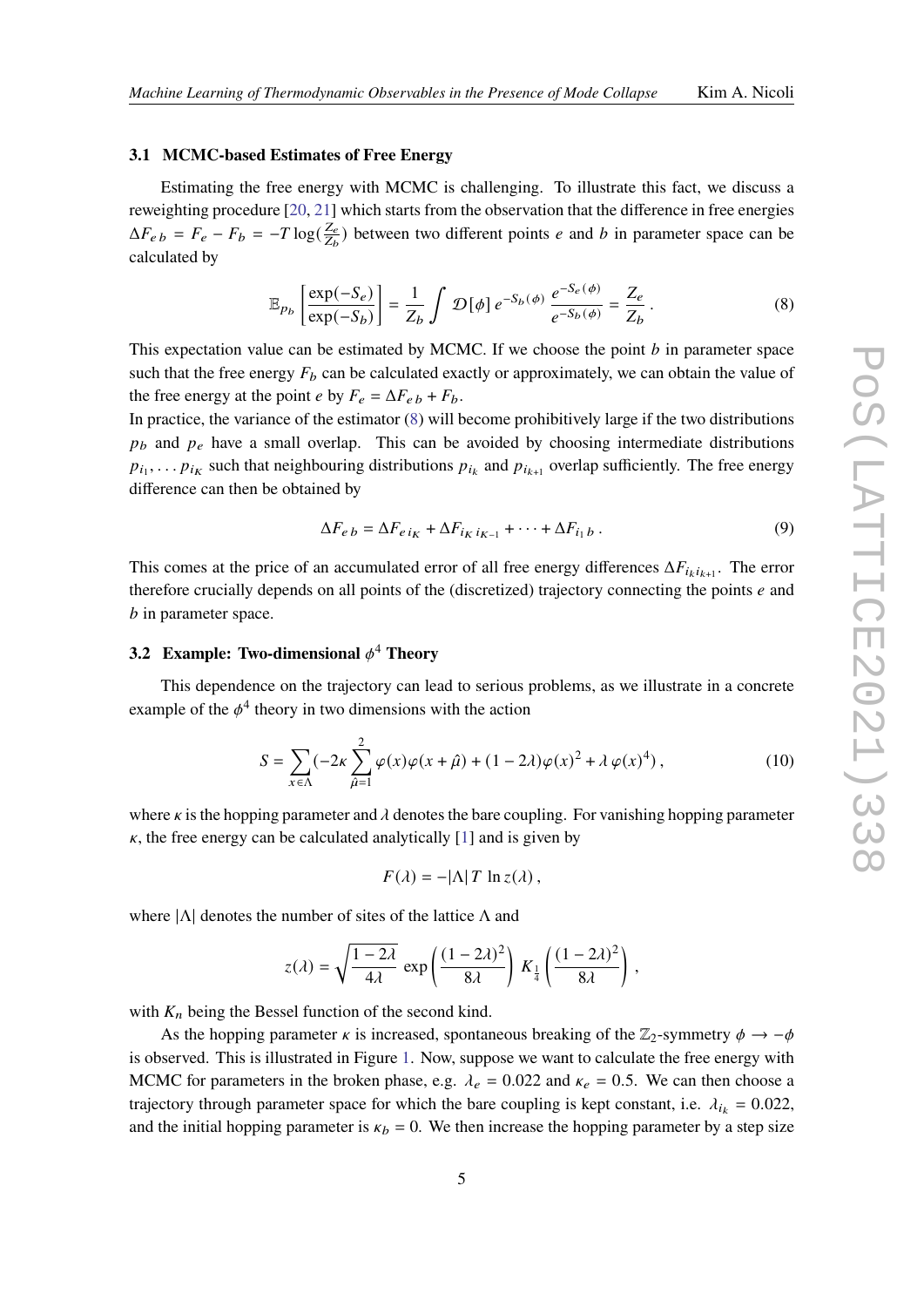### 3.1 MCMC-based Estimates of Free Energy

Estimating the free energy with MCMC is challenging. To illustrate this fact, we discuss a reweighting procedure [20, 21] which starts from the observation that the difference in free energies $\Delta F_{e\,b} = F_e - F_b = -T \log(\frac{Z_e}{Z_b})$ between two different points $e$ and $b$ in parameter space can be calculated by

$$\mathbb{E}_{p_b}\left[\frac{\exp(-S_e)}{\exp(-S_b)}\right] = \frac{1}{Z_b}\int \mathcal{D}[\phi]\, e^{-S_b(\phi)}\, \frac{e^{-S_e(\phi)}}{e^{-S_b(\phi)}} = \frac{Z_e}{Z_b}\,. \tag{8}$$

This expectation value can be estimated by MCMC. If we choose the point $b$ in parameter space such that the free energy $F_b$ can be calculated exactly or approximately, we can obtain the value of the free energy at the point $e$ by $F_e = \Delta F_{e\,b} + F_b$.

In practice, the variance of the estimator (8) will become prohibitively large if the two distributions $p_b$ and $p_e$ have a small overlap. This can be avoided by choosing intermediate distributions $p_{i_1}, \dots p_{i_K}$ such that neighbouring distributions $p_{i_k}$ and $p_{i_{k+1}}$ overlap sufficiently. The free energy difference can then be obtained by

$$\Delta F_{e\,b} = \Delta F_{e\,i_K} + \Delta F_{i_K\,i_{K-1}} + \dots + \Delta F_{i_1\,b}\,. \tag{9}$$

This comes at the price of an accumulated error of all free energy differences $\Delta F_{i_k i_{k+1}}$. The error therefore crucially depends on all points of the (discretized) trajectory connecting the points $e$ and $b$ in parameter space.

### 3.2 Example: Two-dimensional $\phi^4$ Theory

This dependence on the trajectory can lead to serious problems, as we illustrate in a concrete example of the $\phi^4$ theory in two dimensions with the action

$$S = \sum_{x\in\Lambda}\left(-2\kappa \sum_{\hat{\mu}=1}^{2} \varphi(x)\varphi(x+\hat{\mu}) + (1-2\lambda)\varphi(x)^2 + \lambda\,\varphi(x)^4\right), \tag{10}$$

where $\kappa$ is the hopping parameter and $\lambda$ denotes the bare coupling. For vanishing hopping parameter $\kappa$, the free energy can be calculated analytically [1] and is given by

$$F(\lambda) = -|\Lambda|\,T\,\ln z(\lambda)\,,$$

where $|\Lambda|$ denotes the number of sites of the lattice $\Lambda$ and

$$z(\lambda) = \sqrt{\frac{1-2\lambda}{4\lambda}}\,\exp\left(\frac{(1-2\lambda)^2}{8\lambda}\right)\,K_{\frac{1}{4}}\left(\frac{(1-2\lambda)^2}{8\lambda}\right)\,,$$

with $K_n$ being the Bessel function of the second kind.

As the hopping parameter $\kappa$ is increased, spontaneous breaking of the $\mathbb{Z}_2$-symmetry $\phi \to -\phi$ is observed. This is illustrated in Figure 1. Now, suppose we want to calculate the free energy with MCMC for parameters in the broken phase, e.g. $\lambda_e = 0.022$ and $\kappa_e = 0.5$. We can then choose a trajectory through parameter space for which the bare coupling is kept constant, i.e. $\lambda_{i_k} = 0.022$, and the initial hopping parameter is $\kappa_b = 0$. We then increase the hopping parameter by a step size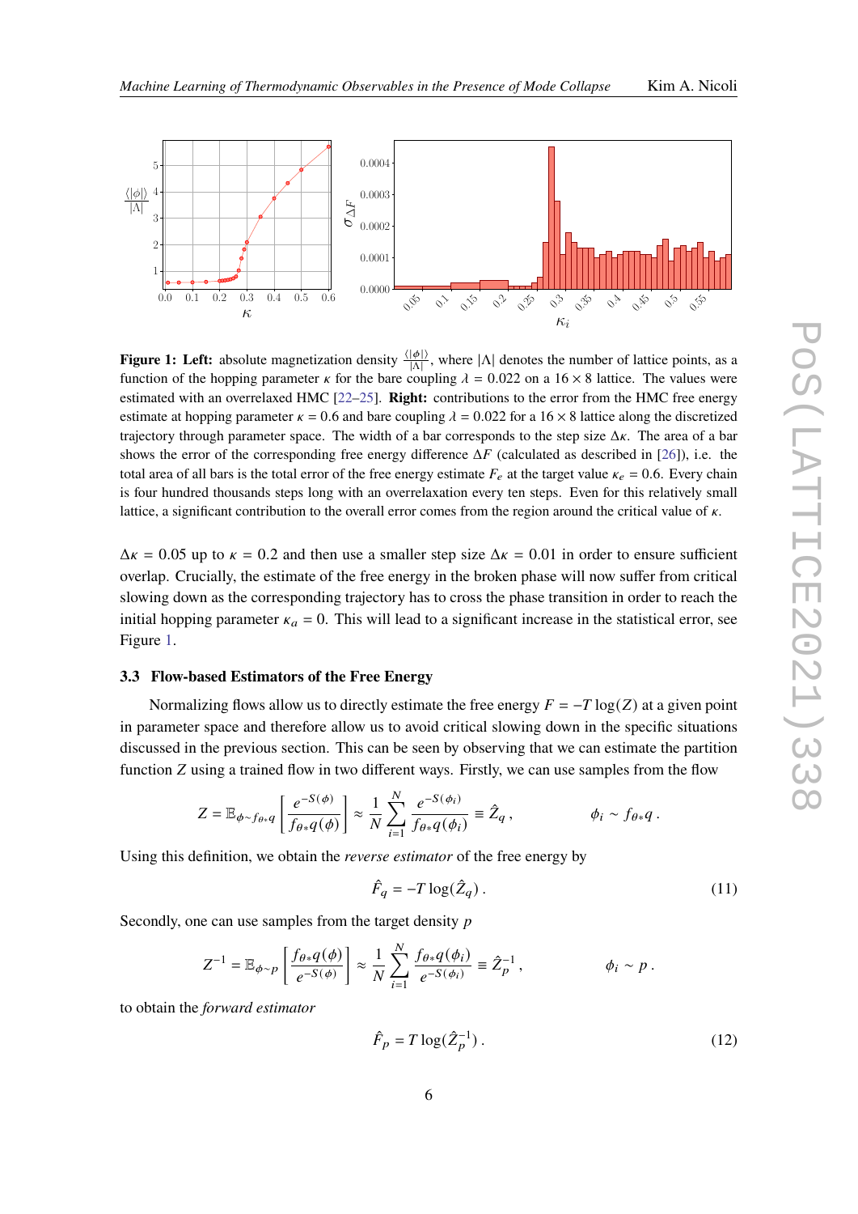**Figure 1: Left:** absolute magnetization density $\frac{\langle|\phi|\rangle}{|\Lambda|}$, where $|\Lambda|$ denotes the number of lattice points, as a function of the hopping parameter $\kappa$ for the bare coupling $\lambda = 0.022$ on a $16 \times 8$ lattice. The values were estimated with an overrelaxed HMC [22–25]. **Right:** contributions to the error from the HMC free energy estimate at hopping parameter $\kappa = 0.6$ and bare coupling $\lambda = 0.022$ for a $16 \times 8$ lattice along the discretized trajectory through parameter space. The width of a bar corresponds to the step size $\Delta\kappa$. The area of a bar shows the error of the corresponding free energy difference $\Delta F$ (calculated as described in [26]), i.e. the total area of all bars is the total error of the free energy estimate $F_e$ at the target value $\kappa_e = 0.6$. Every chain is four hundred thousands steps long with an overrelaxation every ten steps. Even for this relatively small lattice, a significant contribution to the overall error comes from the region around the critical value of $\kappa$.

$\Delta\kappa = 0.05$ up to $\kappa = 0.2$ and then use a smaller step size $\Delta\kappa = 0.01$ in order to ensure sufficient overlap. Crucially, the estimate of the free energy in the broken phase will now suffer from critical slowing down as the corresponding trajectory has to cross the phase transition in order to reach the initial hopping parameter $\kappa_a = 0$. This will lead to a significant increase in the statistical error, see Figure 1.

### 3.3 Flow-based Estimators of the Free Energy

Normalizing flows allow us to directly estimate the free energy $F = -T \log(Z)$ at a given point in parameter space and therefore allow us to avoid critical slowing down in the specific situations discussed in the previous section. This can be seen by observing that we can estimate the partition function $Z$ using a trained flow in two different ways. Firstly, we can use samples from the flow

$$Z = \mathbb{E}_{\phi \sim f_{\theta*}q}\left[\frac{e^{-S(\phi)}}{f_{\theta*}q(\phi)}\right] \approx \frac{1}{N}\sum_{i=1}^{N}\frac{e^{-S(\phi_i)}}{f_{\theta*}q(\phi_i)} \equiv \hat{Z}_q\,, \qquad \phi_i \sim f_{\theta*}q\,.$$

Using this definition, we obtain the *reverse estimator* of the free energy by

$$\hat{F}_q = -T\log(\hat{Z}_q)\,. \tag{11}$$

Secondly, one can use samples from the target density $p$

$$Z^{-1} = \mathbb{E}_{\phi \sim p}\left[\frac{f_{\theta*}q(\phi)}{e^{-S(\phi)}}\right] \approx \frac{1}{N}\sum_{i=1}^{N}\frac{f_{\theta*}q(\phi_i)}{e^{-S(\phi_i)}} \equiv \hat{Z}_p^{-1}\,, \qquad \phi_i \sim p\,.$$

to obtain the *forward estimator*

$$\hat{F}_p = T\log(\hat{Z}_p^{-1})\,. \tag{12}$$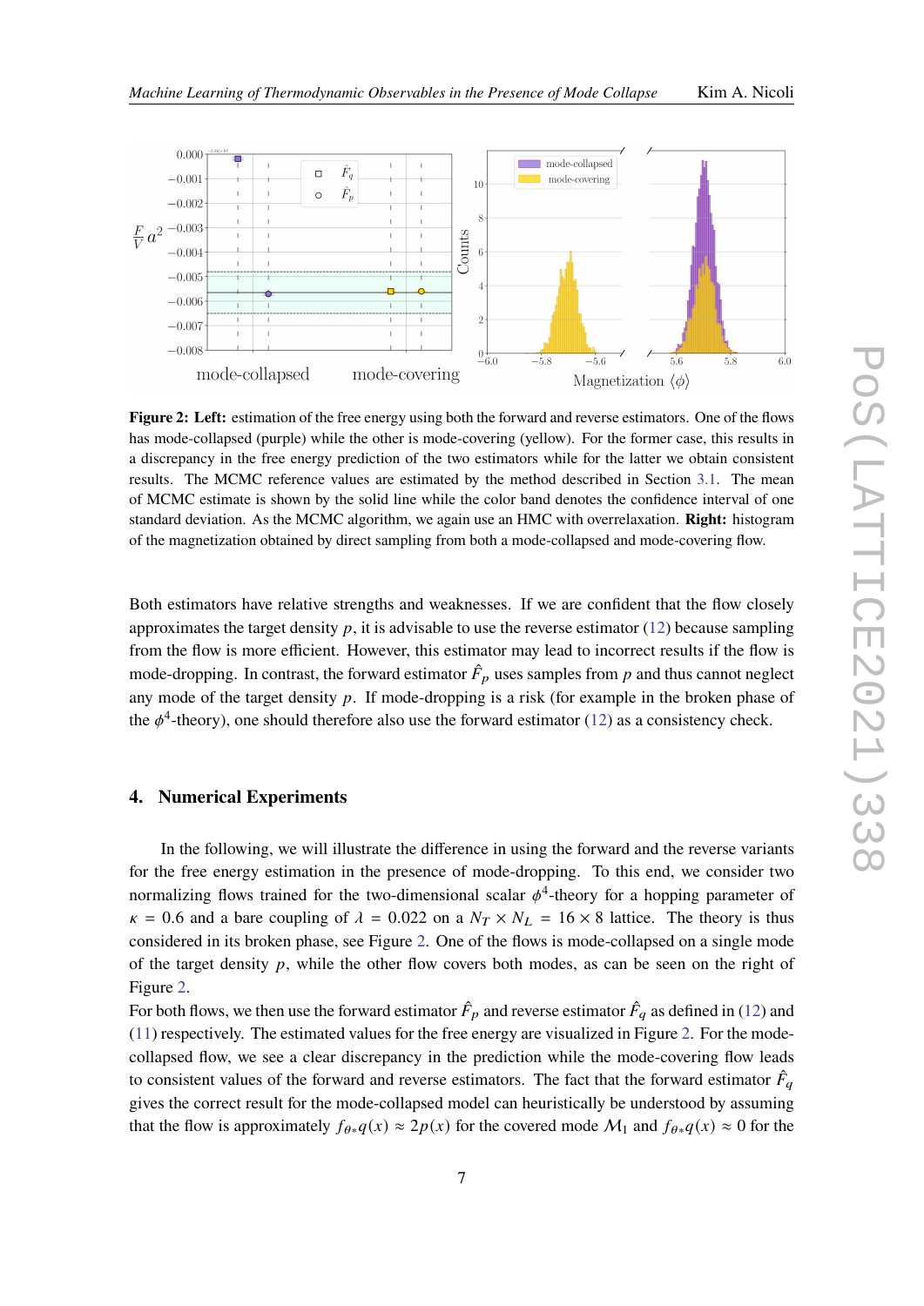**Figure 2: Left:** estimation of the free energy using both the forward and reverse estimators. One of the flows has mode-collapsed (purple) while the other is mode-covering (yellow). For the former case, this results in a discrepancy in the free energy prediction of the two estimators while for the latter we obtain consistent results. The MCMC reference values are estimated by the method described in Section 3.1. The mean of MCMC estimate is shown by the solid line while the color band denotes the confidence interval of one standard deviation. As the MCMC algorithm, we again use an HMC with overrelaxation. **Right:** histogram of the magnetization obtained by direct sampling from both a mode-collapsed and mode-covering flow.

Both estimators have relative strengths and weaknesses. If we are confident that the flow closely approximates the target density $p$, it is advisable to use the reverse estimator (12) because sampling from the flow is more efficient. However, this estimator may lead to incorrect results if the flow is mode-dropping. In contrast, the forward estimator $\hat{F}_p$ uses samples from $p$ and thus cannot neglect any mode of the target density $p$. If mode-dropping is a risk (for example in the broken phase of the $\phi^4$-theory), one should therefore also use the forward estimator (12) as a consistency check.

## 4. Numerical Experiments

In the following, we will illustrate the difference in using the forward and the reverse variants for the free energy estimation in the presence of mode-dropping. To this end, we consider two normalizing flows trained for the two-dimensional scalar $\phi^4$-theory for a hopping parameter of $\kappa = 0.6$ and a bare coupling of $\lambda = 0.022$ on a $N_T \times N_L = 16 \times 8$ lattice. The theory is thus considered in its broken phase, see Figure 2. One of the flows is mode-collapsed on a single mode of the target density $p$, while the other flow covers both modes, as can be seen on the right of Figure 2.

For both flows, we then use the forward estimator $\hat{F}_p$ and reverse estimator $\hat{F}_q$ as defined in (12) and (11) respectively. The estimated values for the free energy are visualized in Figure 2. For the mode-collapsed flow, we see a clear discrepancy in the prediction while the mode-covering flow leads to consistent values of the forward and reverse estimators. The fact that the forward estimator $\hat{F}_q$ gives the correct result for the mode-collapsed model can heuristically be understood by assuming that the flow is approximately $f_{\theta*}q(x) \approx 2p(x)$ for the covered mode $\mathcal{M}_1$ and $f_{\theta*}q(x) \approx 0$ for the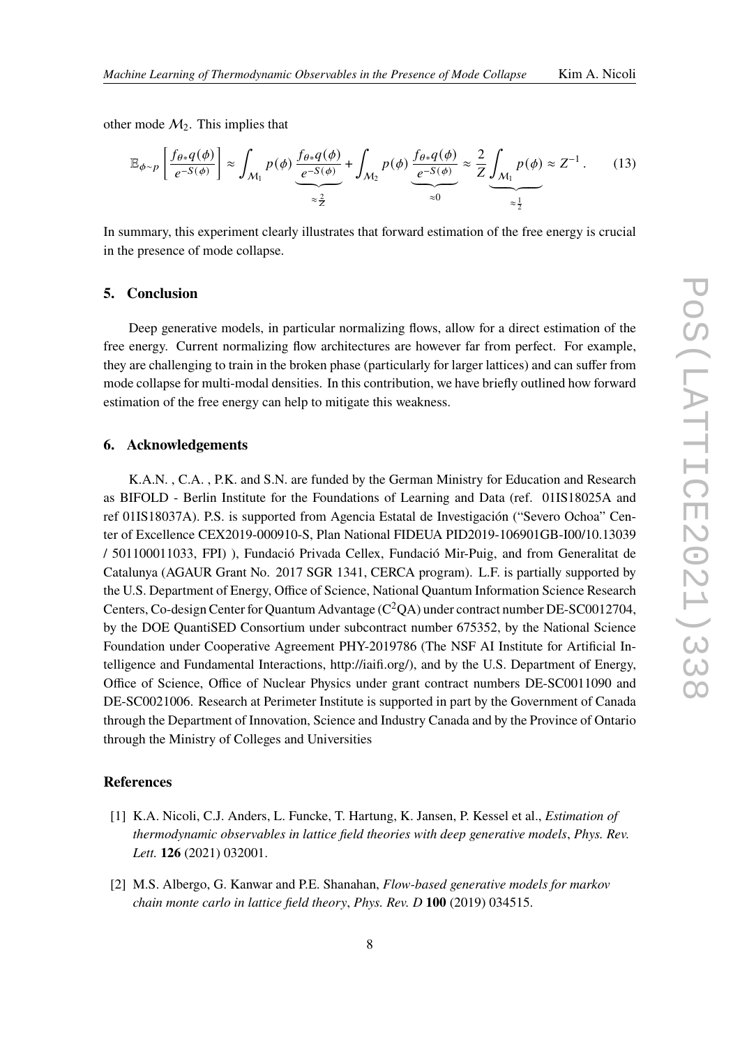other mode $\mathcal{M}_2$. This implies that

$$\mathbb{E}_{\phi\sim p}\left[\frac{f_{\theta*}q(\phi)}{e^{-S(\phi)}}\right] \approx \int_{\mathcal{M}_1} p(\phi)\,\underbrace{\frac{f_{\theta*}q(\phi)}{e^{-S(\phi)}}}_{\approx\frac{2}{Z}} + \int_{\mathcal{M}_2} p(\phi)\,\underbrace{\frac{f_{\theta*}q(\phi)}{e^{-S(\phi)}}}_{\approx 0} \approx \frac{2}{Z}\underbrace{\int_{\mathcal{M}_1} p(\phi)}_{\approx\frac{1}{2}} \approx Z^{-1}\,. \tag{13}$$

In summary, this experiment clearly illustrates that forward estimation of the free energy is crucial in the presence of mode collapse.

## 5. Conclusion

Deep generative models, in particular normalizing flows, allow for a direct estimation of the free energy. Current normalizing flow architectures are however far from perfect. For example, they are challenging to train in the broken phase (particularly for larger lattices) and can suffer from mode collapse for multi-modal densities. In this contribution, we have briefly outlined how forward estimation of the free energy can help to mitigate this weakness.

## 6. Acknowledgements

K.A.N. , C.A. , P.K. and S.N. are funded by the German Ministry for Education and Research as BIFOLD - Berlin Institute for the Foundations of Learning and Data (ref. 01IS18025A and ref 01IS18037A). P.S. is supported from Agencia Estatal de Investigación ("Severo Ochoa" Center of Excellence CEX2019-000910-S, Plan National FIDEUA PID2019-106901GB-I00/10.13039 / 501100011033, FPI) ), Fundació Privada Cellex, Fundació Mir-Puig, and from Generalitat de Catalunya (AGAUR Grant No. 2017 SGR 1341, CERCA program). L.F. is partially supported by the U.S. Department of Energy, Office of Science, National Quantum Information Science Research Centers, Co-design Center for Quantum Advantage ($C^2$QA) under contract number DE-SC0012704, by the DOE QuantiSED Consortium under subcontract number 675352, by the National Science Foundation under Cooperative Agreement PHY-2019786 (The NSF AI Institute for Artificial Intelligence and Fundamental Interactions, http://iaifi.org/), and by the U.S. Department of Energy, Office of Science, Office of Nuclear Physics under grant contract numbers DE-SC0011090 and DE-SC0021006. Research at Perimeter Institute is supported in part by the Government of Canada through the Department of Innovation, Science and Industry Canada and by the Province of Ontario through the Ministry of Colleges and Universities

## References

[1] K.A. Nicoli, C.J. Anders, L. Funcke, T. Hartung, K. Jansen, P. Kessel et al., *Estimation of thermodynamic observables in lattice field theories with deep generative models*, *Phys. Rev. Lett.* **126** (2021) 032001.

[2] M.S. Albergo, G. Kanwar and P.E. Shanahan, *Flow-based generative models for markov chain monte carlo in lattice field theory*, *Phys. Rev. D* **100** (2019) 034515.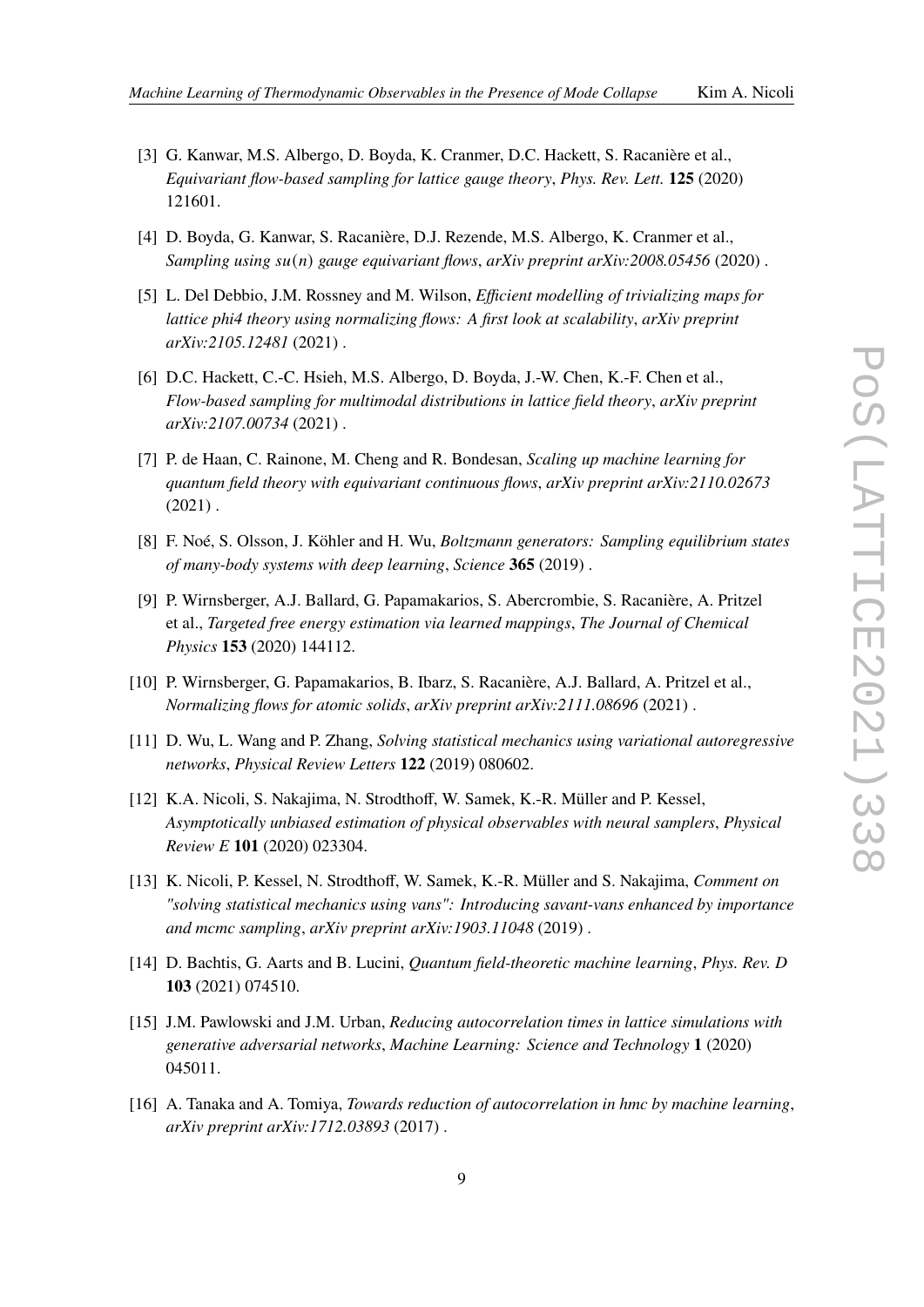[3] G. Kanwar, M.S. Albergo, D. Boyda, K. Cranmer, D.C. Hackett, S. Racanière et al., *Equivariant flow-based sampling for lattice gauge theory*, *Phys. Rev. Lett.* **125** (2020) 121601.

[4] D. Boyda, G. Kanwar, S. Racanière, D.J. Rezende, M.S. Albergo, K. Cranmer et al., *Sampling using $su(n)$ gauge equivariant flows*, *arXiv preprint arXiv:2008.05456* (2020) .

[5] L. Del Debbio, J.M. Rossney and M. Wilson, *Efficient modelling of trivializing maps for lattice phi4 theory using normalizing flows: A first look at scalability*, *arXiv preprint arXiv:2105.12481* (2021) .

[6] D.C. Hackett, C.-C. Hsieh, M.S. Albergo, D. Boyda, J.-W. Chen, K.-F. Chen et al., *Flow-based sampling for multimodal distributions in lattice field theory*, *arXiv preprint arXiv:2107.00734* (2021) .

[7] P. de Haan, C. Rainone, M. Cheng and R. Bondesan, *Scaling up machine learning for quantum field theory with equivariant continuous flows*, *arXiv preprint arXiv:2110.02673* (2021) .

[8] F. Noé, S. Olsson, J. Köhler and H. Wu, *Boltzmann generators: Sampling equilibrium states of many-body systems with deep learning*, *Science* **365** (2019) .

[9] P. Wirnsberger, A.J. Ballard, G. Papamakarios, S. Abercrombie, S. Racanière, A. Pritzel et al., *Targeted free energy estimation via learned mappings*, *The Journal of Chemical Physics* **153** (2020) 144112.

[10] P. Wirnsberger, G. Papamakarios, B. Ibarz, S. Racanière, A.J. Ballard, A. Pritzel et al., *Normalizing flows for atomic solids*, *arXiv preprint arXiv:2111.08696* (2021) .

[11] D. Wu, L. Wang and P. Zhang, *Solving statistical mechanics using variational autoregressive networks*, *Physical Review Letters* **122** (2019) 080602.

[12] K.A. Nicoli, S. Nakajima, N. Strodthoff, W. Samek, K.-R. Müller and P. Kessel, *Asymptotically unbiased estimation of physical observables with neural samplers*, *Physical Review E* **101** (2020) 023304.

[13] K. Nicoli, P. Kessel, N. Strodthoff, W. Samek, K.-R. Müller and S. Nakajima, *Comment on "solving statistical mechanics using vans": Introducing savant-vans enhanced by importance and mcmc sampling*, *arXiv preprint arXiv:1903.11048* (2019) .

[14] D. Bachtis, G. Aarts and B. Lucini, *Quantum field-theoretic machine learning*, *Phys. Rev. D* **103** (2021) 074510.

[15] J.M. Pawlowski and J.M. Urban, *Reducing autocorrelation times in lattice simulations with generative adversarial networks*, *Machine Learning: Science and Technology* **1** (2020) 045011.

[16] A. Tanaka and A. Tomiya, *Towards reduction of autocorrelation in hmc by machine learning*, *arXiv preprint arXiv:1712.03893* (2017) .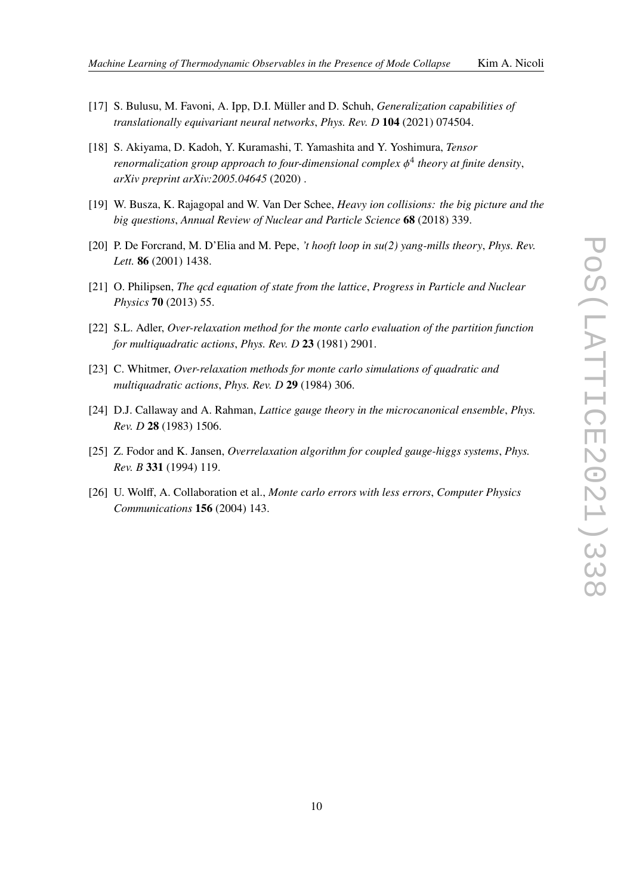[17] S. Bulusu, M. Favoni, A. Ipp, D.I. Müller and D. Schuh, *Generalization capabilities of translationally equivariant neural networks*, *Phys. Rev. D* **104** (2021) 074504.

[18] S. Akiyama, D. Kadoh, Y. Kuramashi, T. Yamashita and Y. Yoshimura, *Tensor renormalization group approach to four-dimensional complex $\phi^4$ theory at finite density*, *arXiv preprint arXiv:2005.04645* (2020) .

[19] W. Busza, K. Rajagopal and W. Van Der Schee, *Heavy ion collisions: the big picture and the big questions*, *Annual Review of Nuclear and Particle Science* **68** (2018) 339.

[20] P. De Forcrand, M. D'Elia and M. Pepe, *'t hooft loop in su(2) yang-mills theory*, *Phys. Rev. Lett.* **86** (2001) 1438.

[21] O. Philipsen, *The qcd equation of state from the lattice*, *Progress in Particle and Nuclear Physics* **70** (2013) 55.

[22] S.L. Adler, *Over-relaxation method for the monte carlo evaluation of the partition function for multiquadratic actions*, *Phys. Rev. D* **23** (1981) 2901.

[23] C. Whitmer, *Over-relaxation methods for monte carlo simulations of quadratic and multiquadratic actions*, *Phys. Rev. D* **29** (1984) 306.

[24] D.J. Callaway and A. Rahman, *Lattice gauge theory in the microcanonical ensemble*, *Phys. Rev. D* **28** (1983) 1506.

[25] Z. Fodor and K. Jansen, *Overrelaxation algorithm for coupled gauge-higgs systems*, *Phys. Rev. B* **331** (1994) 119.

[26] U. Wolff, A. Collaboration et al., *Monte carlo errors with less errors*, *Computer Physics Communications* **156** (2004) 143.